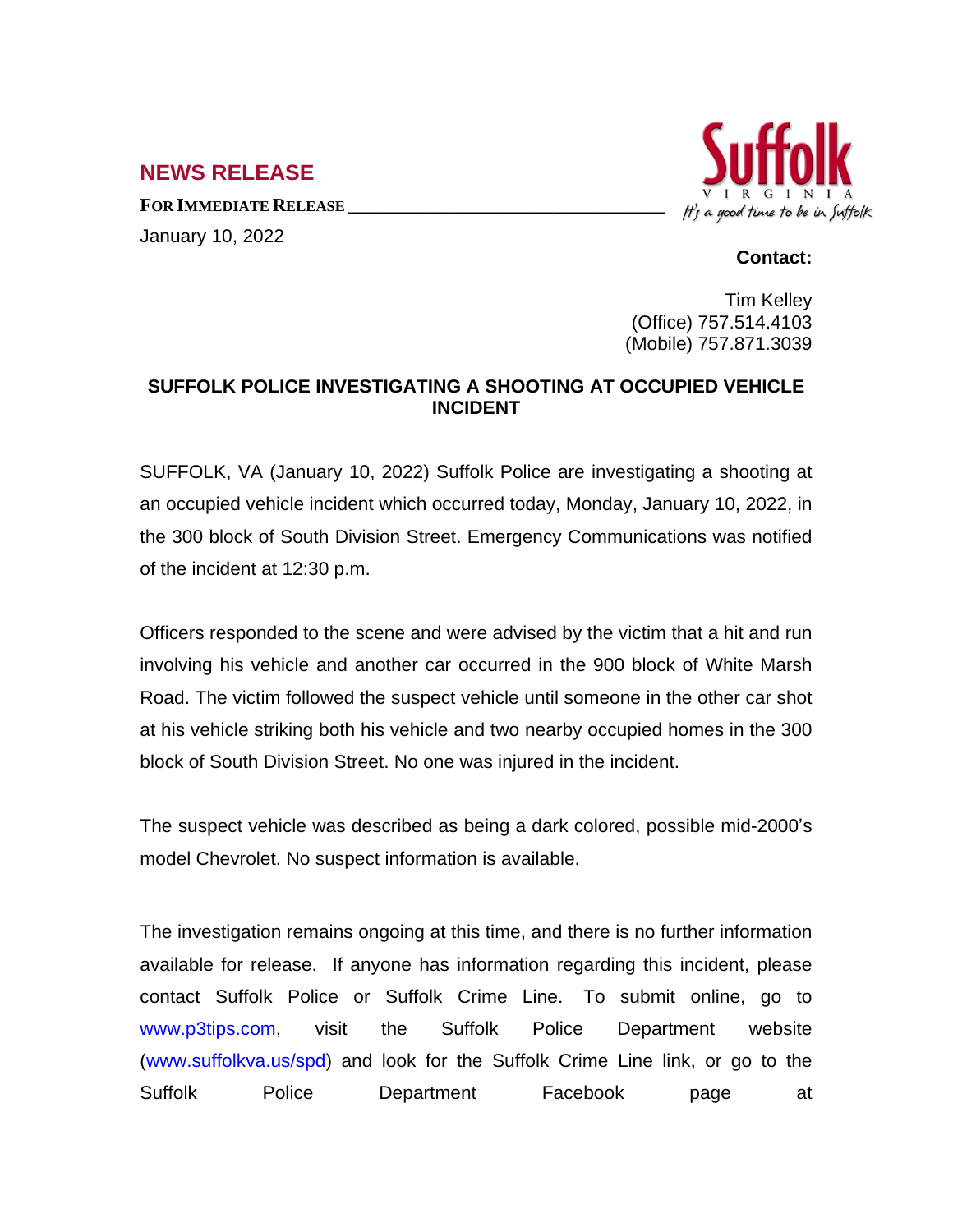## NEWS RELEASE

**FOR IMMEDIATE RELEASE**

January 10, 2022

**Contact:**

Tim Kelley
(Office) 757.514.4103
(Mobile) 757.871.3039

**SUFFOLK POLICE INVESTIGATING A SHOOTING AT OCCUPIED VEHICLE INCIDENT**

SUFFOLK, VA (January 10, 2022) Suffolk Police are investigating a shooting at an occupied vehicle incident which occurred today, Monday, January 10, 2022, in the 300 block of South Division Street. Emergency Communications was notified of the incident at 12:30 p.m.

Officers responded to the scene and were advised by the victim that a hit and run involving his vehicle and another car occurred in the 900 block of White Marsh Road. The victim followed the suspect vehicle until someone in the other car shot at his vehicle striking both his vehicle and two nearby occupied homes in the 300 block of South Division Street. No one was injured in the incident.

The suspect vehicle was described as being a dark colored, possible mid-2000's model Chevrolet. No suspect information is available.

The investigation remains ongoing at this time, and there is no further information available for release. If anyone has information regarding this incident, please contact Suffolk Police or Suffolk Crime Line. To submit online, go to www.p3tips.com, visit the Suffolk Police Department website (www.suffolkva.us/spd) and look for the Suffolk Crime Line link, or go to the Suffolk Police Department Facebook page at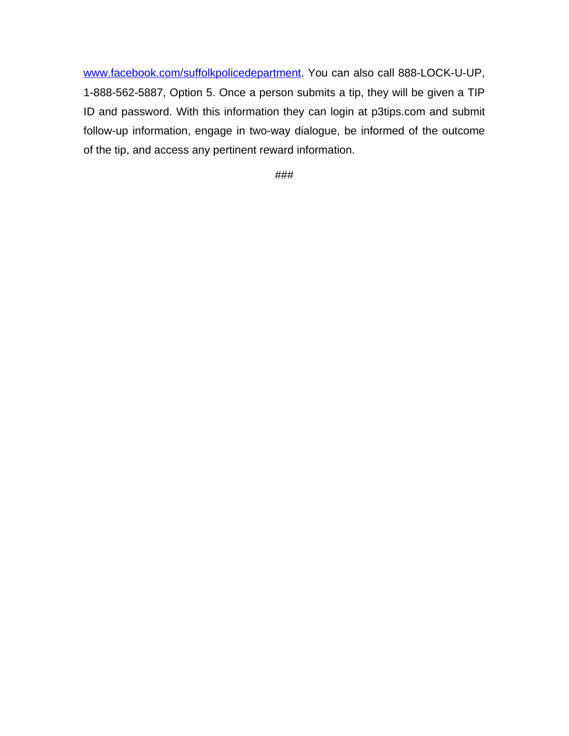www.facebook.com/suffolkpolicedepartment. You can also call 888-LOCK-U-UP, 1-888-562-5887, Option 5. Once a person submits a tip, they will be given a TIP ID and password. With this information they can login at p3tips.com and submit follow-up information, engage in two-way dialogue, be informed of the outcome of the tip, and access any pertinent reward information.

###